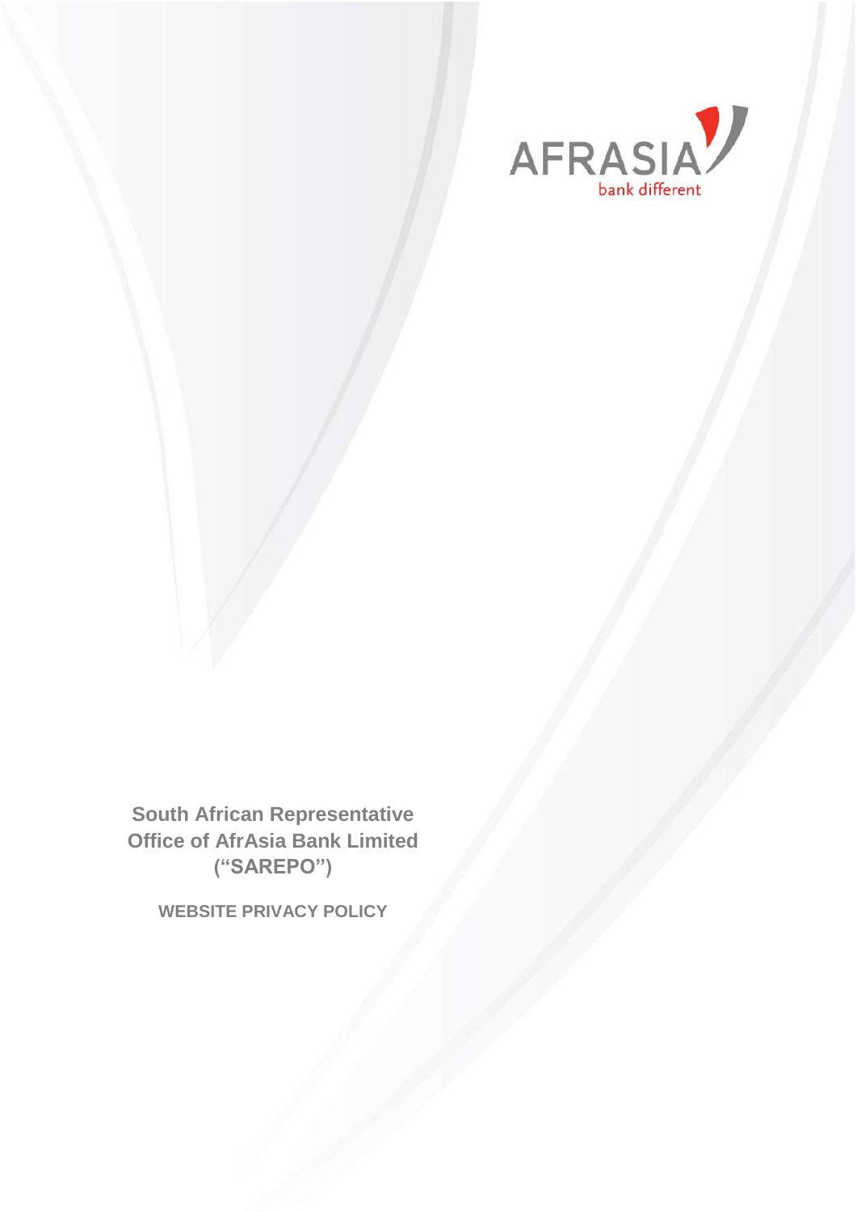AFRASIA
bank different

# South African Representative Office of AfrAsia Bank Limited ("SAREPO")

## WEBSITE PRIVACY POLICY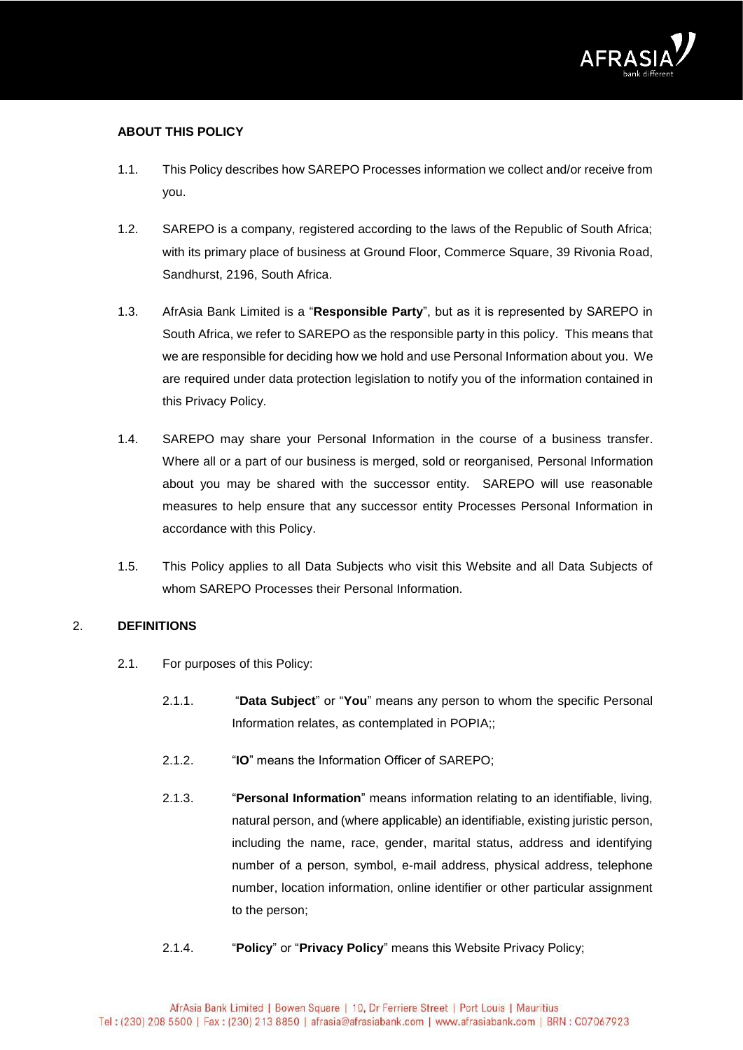**ABOUT THIS POLICY**

1.1. This Policy describes how SAREPO Processes information we collect and/or receive from you.

1.2. SAREPO is a company, registered according to the laws of the Republic of South Africa; with its primary place of business at Ground Floor, Commerce Square, 39 Rivonia Road, Sandhurst, 2196, South Africa.

1.3. AfrAsia Bank Limited is a "**Responsible Party**", but as it is represented by SAREPO in South Africa, we refer to SAREPO as the responsible party in this policy. This means that we are responsible for deciding how we hold and use Personal Information about you. We are required under data protection legislation to notify you of the information contained in this Privacy Policy.

1.4. SAREPO may share your Personal Information in the course of a business transfer. Where all or a part of our business is merged, sold or reorganised, Personal Information about you may be shared with the successor entity. SAREPO will use reasonable measures to help ensure that any successor entity Processes Personal Information in accordance with this Policy.

1.5. This Policy applies to all Data Subjects who visit this Website and all Data Subjects of whom SAREPO Processes their Personal Information.

2. **DEFINITIONS**

2.1. For purposes of this Policy:

2.1.1. "**Data Subject**" or "**You**" means any person to whom the specific Personal Information relates, as contemplated in POPIA;;

2.1.2. "**IO**" means the Information Officer of SAREPO;

2.1.3. "**Personal Information**" means information relating to an identifiable, living, natural person, and (where applicable) an identifiable, existing juristic person, including the name, race, gender, marital status, address and identifying number of a person, symbol, e-mail address, physical address, telephone number, location information, online identifier or other particular assignment to the person;

2.1.4. "**Policy**" or "**Privacy Policy**" means this Website Privacy Policy;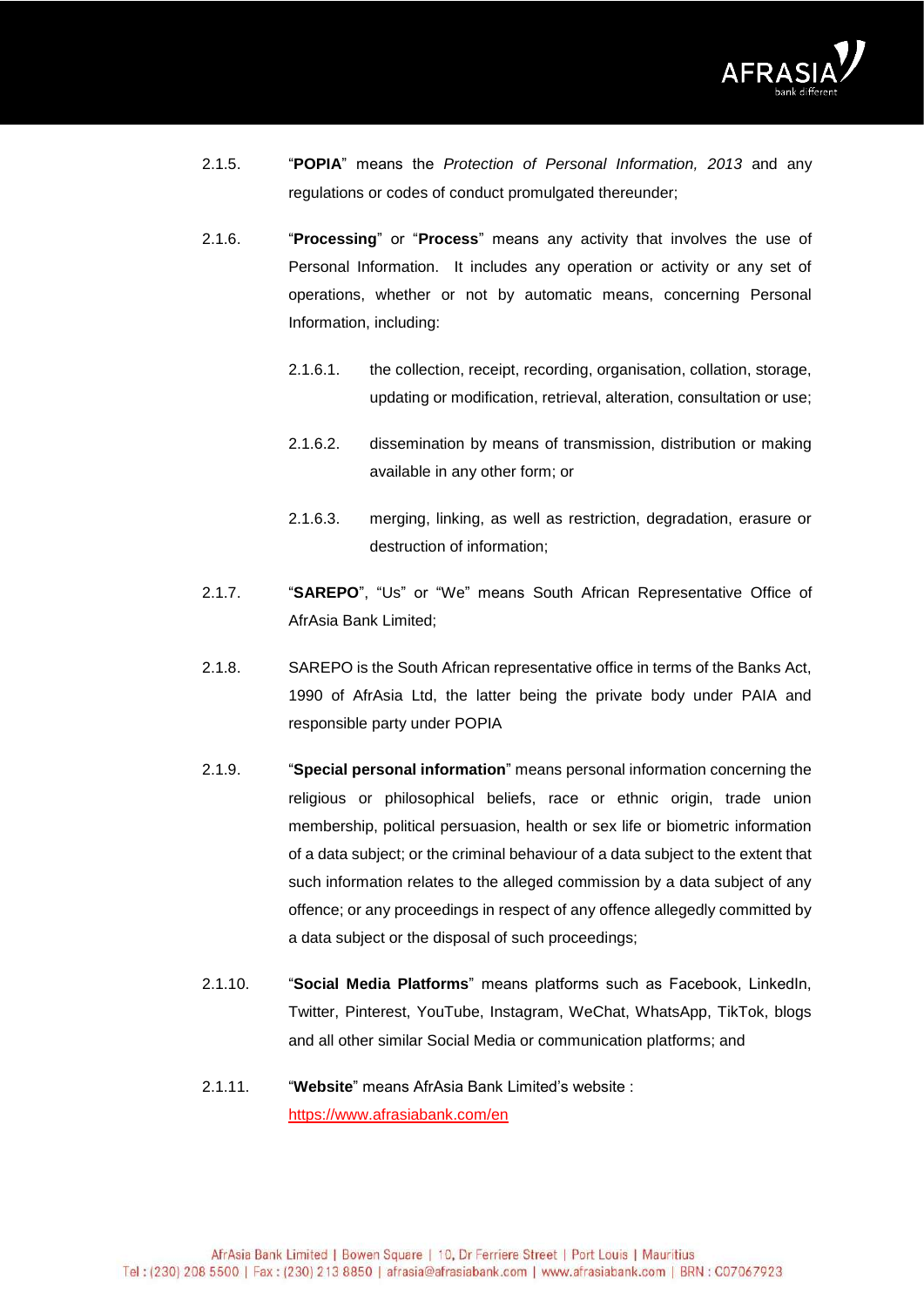2.1.5. "**POPIA**" means the *Protection of Personal Information, 2013* and any regulations or codes of conduct promulgated thereunder;

2.1.6. "**Processing**" or "**Process**" means any activity that involves the use of Personal Information. It includes any operation or activity or any set of operations, whether or not by automatic means, concerning Personal Information, including:

2.1.6.1. the collection, receipt, recording, organisation, collation, storage, updating or modification, retrieval, alteration, consultation or use;

2.1.6.2. dissemination by means of transmission, distribution or making available in any other form; or

2.1.6.3. merging, linking, as well as restriction, degradation, erasure or destruction of information;

2.1.7. "**SAREPO**", "Us" or "We" means South African Representative Office of AfrAsia Bank Limited;

2.1.8. SAREPO is the South African representative office in terms of the Banks Act, 1990 of AfrAsia Ltd, the latter being the private body under PAIA and responsible party under POPIA

2.1.9. "**Special personal information**" means personal information concerning the religious or philosophical beliefs, race or ethnic origin, trade union membership, political persuasion, health or sex life or biometric information of a data subject; or the criminal behaviour of a data subject to the extent that such information relates to the alleged commission by a data subject of any offence; or any proceedings in respect of any offence allegedly committed by a data subject or the disposal of such proceedings;

2.1.10. "**Social Media Platforms**" means platforms such as Facebook, LinkedIn, Twitter, Pinterest, YouTube, Instagram, WeChat, WhatsApp, TikTok, blogs and all other similar Social Media or communication platforms; and

2.1.11. "**Website**" means AfrAsia Bank Limited's website : https://www.afrasiabank.com/en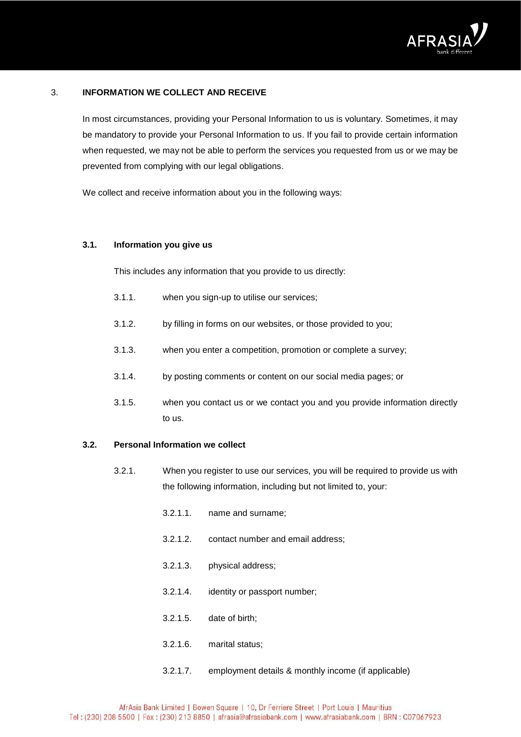## 3. INFORMATION WE COLLECT AND RECEIVE

In most circumstances, providing your Personal Information to us is voluntary. Sometimes, it may be mandatory to provide your Personal Information to us. If you fail to provide certain information when requested, we may not be able to perform the services you requested from us or we may be prevented from complying with our legal obligations.

We collect and receive information about you in the following ways:

### 3.1. Information you give us

This includes any information that you provide to us directly:

3.1.1. when you sign-up to utilise our services;

3.1.2. by filling in forms on our websites, or those provided to you;

3.1.3. when you enter a competition, promotion or complete a survey;

3.1.4. by posting comments or content on our social media pages; or

3.1.5. when you contact us or we contact you and you provide information directly to us.

### 3.2. Personal Information we collect

3.2.1. When you register to use our services, you will be required to provide us with the following information, including but not limited to, your:

3.2.1.1. name and surname;

3.2.1.2. contact number and email address;

3.2.1.3. physical address;

3.2.1.4. identity or passport number;

3.2.1.5. date of birth;

3.2.1.6. marital status;

3.2.1.7. employment details & monthly income (if applicable)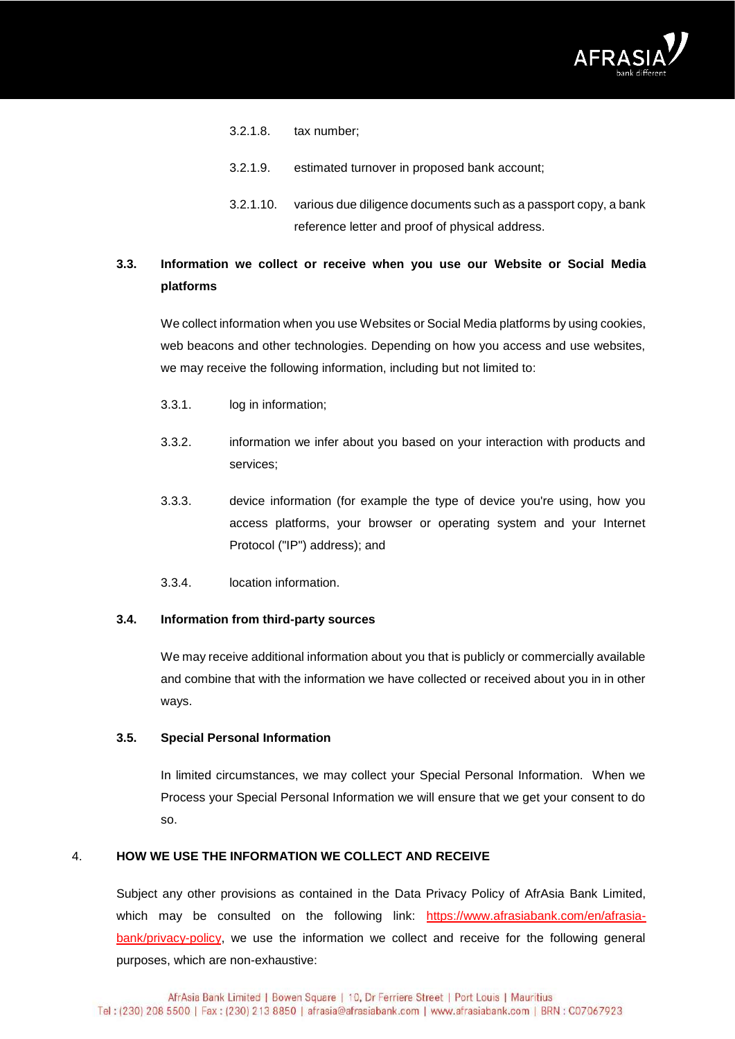3.2.1.8. tax number;

3.2.1.9. estimated turnover in proposed bank account;

3.2.1.10. various due diligence documents such as a passport copy, a bank reference letter and proof of physical address.

**3.3. Information we collect or receive when you use our Website or Social Media platforms**

We collect information when you use Websites or Social Media platforms by using cookies, web beacons and other technologies. Depending on how you access and use websites, we may receive the following information, including but not limited to:

3.3.1. log in information;

3.3.2. information we infer about you based on your interaction with products and services;

3.3.3. device information (for example the type of device you're using, how you access platforms, your browser or operating system and your Internet Protocol ("IP") address); and

3.3.4. location information.

**3.4. Information from third-party sources**

We may receive additional information about you that is publicly or commercially available and combine that with the information we have collected or received about you in in other ways.

**3.5. Special Personal Information**

In limited circumstances, we may collect your Special Personal Information. When we Process your Special Personal Information we will ensure that we get your consent to do so.

## 4. HOW WE USE THE INFORMATION WE COLLECT AND RECEIVE

Subject any other provisions as contained in the Data Privacy Policy of AfrAsia Bank Limited, which may be consulted on the following link: [https://www.afrasiabank.com/en/afrasia-bank/privacy-policy](https://www.afrasiabank.com/en/afrasia-bank/privacy-policy), we use the information we collect and receive for the following general purposes, which are non-exhaustive: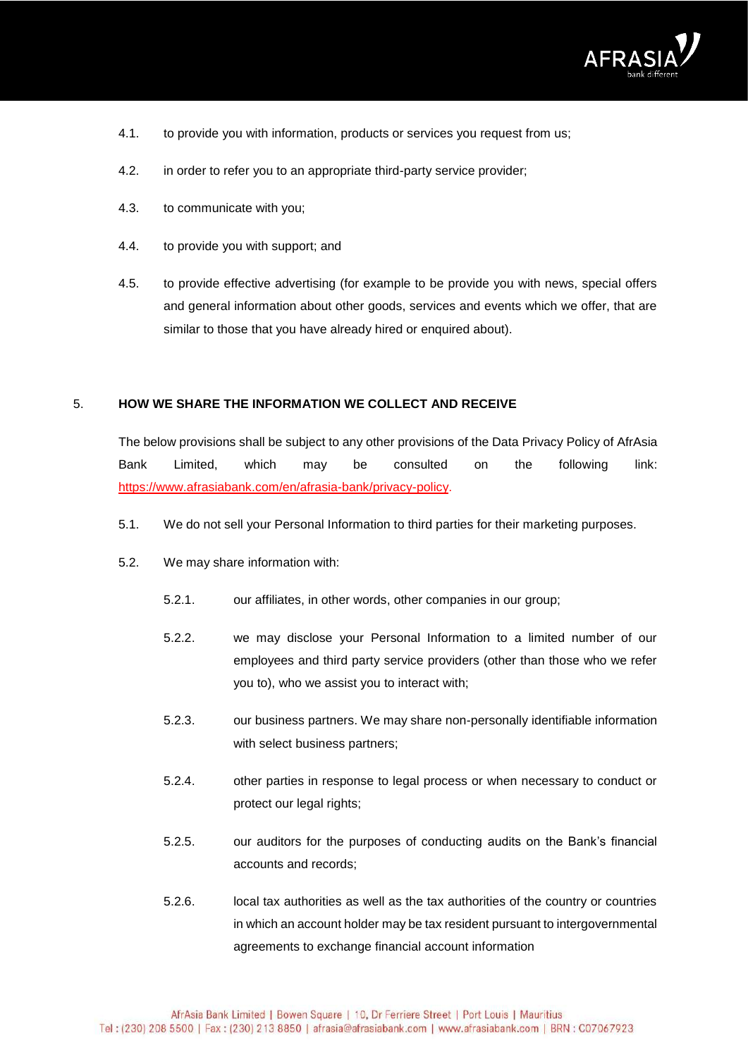4.1. to provide you with information, products or services you request from us;

4.2. in order to refer you to an appropriate third-party service provider;

4.3. to communicate with you;

4.4. to provide you with support; and

4.5. to provide effective advertising (for example to be provide you with news, special offers and general information about other goods, services and events which we offer, that are similar to those that you have already hired or enquired about).

## 5. HOW WE SHARE THE INFORMATION WE COLLECT AND RECEIVE

The below provisions shall be subject to any other provisions of the Data Privacy Policy of AfrAsia Bank Limited, which may be consulted on the following link: https://www.afrasiabank.com/en/afrasia-bank/privacy-policy.

5.1. We do not sell your Personal Information to third parties for their marketing purposes.

5.2. We may share information with:

5.2.1. our affiliates, in other words, other companies in our group;

5.2.2. we may disclose your Personal Information to a limited number of our employees and third party service providers (other than those who we refer you to), who we assist you to interact with;

5.2.3. our business partners. We may share non-personally identifiable information with select business partners;

5.2.4. other parties in response to legal process or when necessary to conduct or protect our legal rights;

5.2.5. our auditors for the purposes of conducting audits on the Bank's financial accounts and records;

5.2.6. local tax authorities as well as the tax authorities of the country or countries in which an account holder may be tax resident pursuant to intergovernmental agreements to exchange financial account information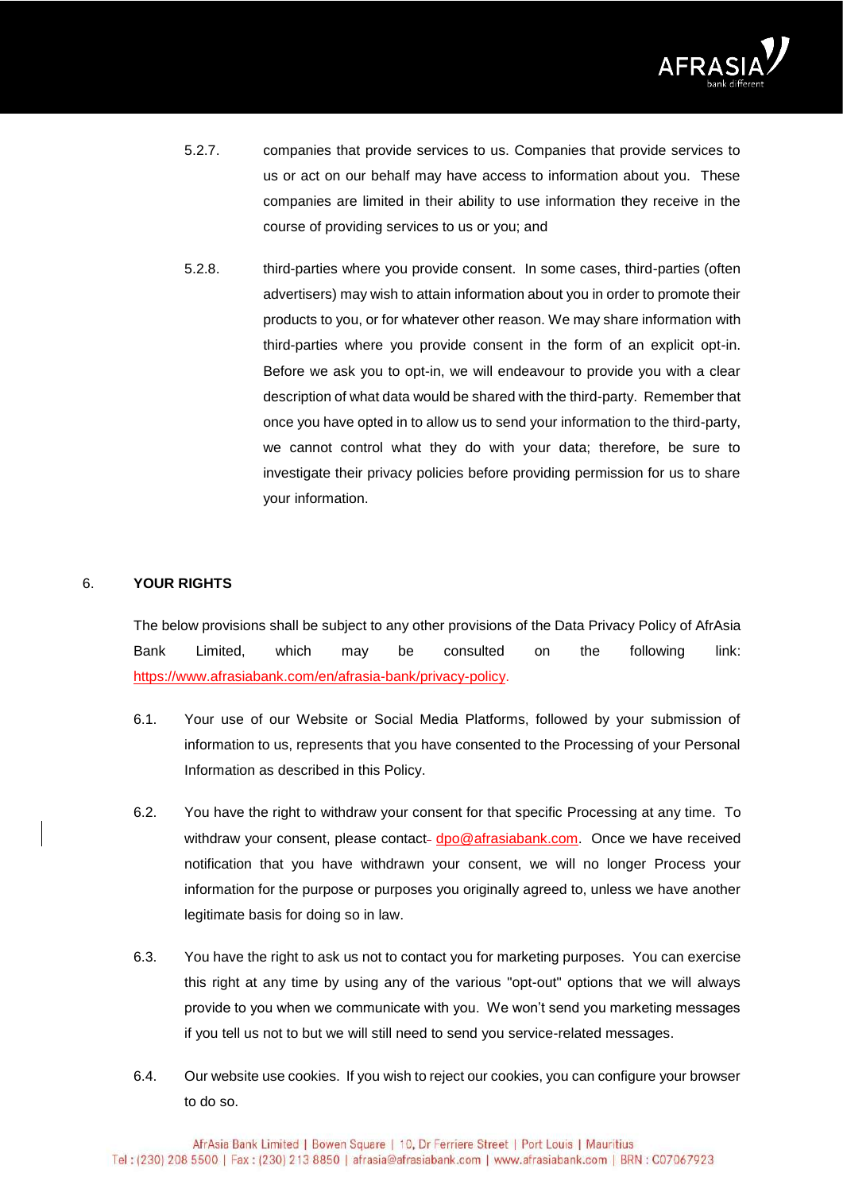5.2.7. companies that provide services to us. Companies that provide services to us or act on our behalf may have access to information about you. These companies are limited in their ability to use information they receive in the course of providing services to us or you; and

5.2.8. third-parties where you provide consent. In some cases, third-parties (often advertisers) may wish to attain information about you in order to promote their products to you, or for whatever other reason. We may share information with third-parties where you provide consent in the form of an explicit opt-in. Before we ask you to opt-in, we will endeavour to provide you with a clear description of what data would be shared with the third-party. Remember that once you have opted in to allow us to send your information to the third-party, we cannot control what they do with your data; therefore, be sure to investigate their privacy policies before providing permission for us to share your information.

## 6. YOUR RIGHTS

The below provisions shall be subject to any other provisions of the Data Privacy Policy of AfrAsia Bank Limited, which may be consulted on the following link: https://www.afrasiabank.com/en/afrasia-bank/privacy-policy.

6.1. Your use of our Website or Social Media Platforms, followed by your submission of information to us, represents that you have consented to the Processing of your Personal Information as described in this Policy.

6.2. You have the right to withdraw your consent for that specific Processing at any time. To withdraw your consent, please contact dpo@afrasiabank.com. Once we have received notification that you have withdrawn your consent, we will no longer Process your information for the purpose or purposes you originally agreed to, unless we have another legitimate basis for doing so in law.

6.3. You have the right to ask us not to contact you for marketing purposes. You can exercise this right at any time by using any of the various "opt-out" options that we will always provide to you when we communicate with you. We won't send you marketing messages if you tell us not to but we will still need to send you service-related messages.

6.4. Our website use cookies. If you wish to reject our cookies, you can configure your browser to do so.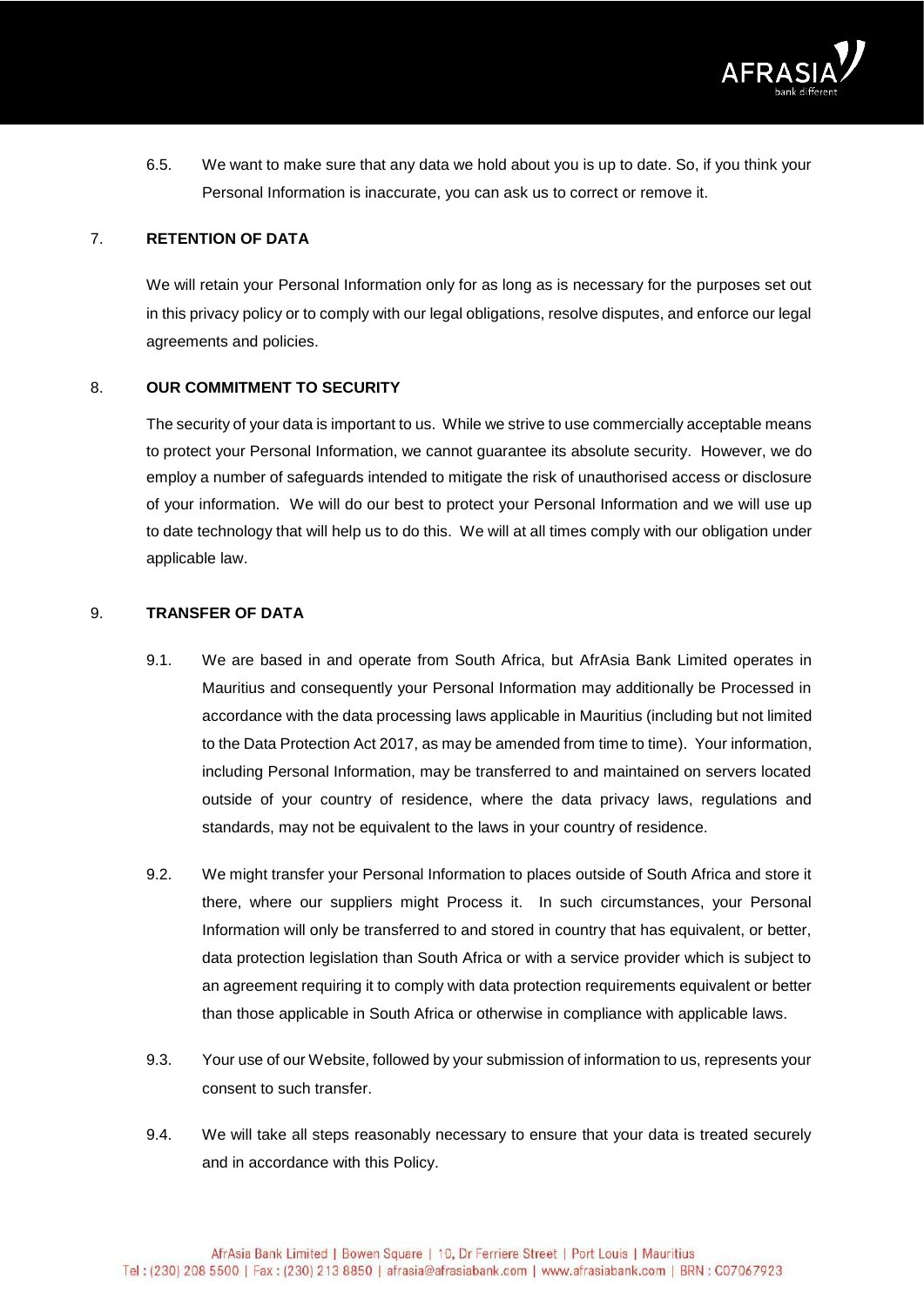6.5. We want to make sure that any data we hold about you is up to date. So, if you think your Personal Information is inaccurate, you can ask us to correct or remove it.

## 7. RETENTION OF DATA

We will retain your Personal Information only for as long as is necessary for the purposes set out in this privacy policy or to comply with our legal obligations, resolve disputes, and enforce our legal agreements and policies.

## 8. OUR COMMITMENT TO SECURITY

The security of your data is important to us. While we strive to use commercially acceptable means to protect your Personal Information, we cannot guarantee its absolute security. However, we do employ a number of safeguards intended to mitigate the risk of unauthorised access or disclosure of your information. We will do our best to protect your Personal Information and we will use up to date technology that will help us to do this. We will at all times comply with our obligation under applicable law.

## 9. TRANSFER OF DATA

9.1. We are based in and operate from South Africa, but AfrAsia Bank Limited operates in Mauritius and consequently your Personal Information may additionally be Processed in accordance with the data processing laws applicable in Mauritius (including but not limited to the Data Protection Act 2017, as may be amended from time to time). Your information, including Personal Information, may be transferred to and maintained on servers located outside of your country of residence, where the data privacy laws, regulations and standards, may not be equivalent to the laws in your country of residence.

9.2. We might transfer your Personal Information to places outside of South Africa and store it there, where our suppliers might Process it. In such circumstances, your Personal Information will only be transferred to and stored in country that has equivalent, or better, data protection legislation than South Africa or with a service provider which is subject to an agreement requiring it to comply with data protection requirements equivalent or better than those applicable in South Africa or otherwise in compliance with applicable laws.

9.3. Your use of our Website, followed by your submission of information to us, represents your consent to such transfer.

9.4. We will take all steps reasonably necessary to ensure that your data is treated securely and in accordance with this Policy.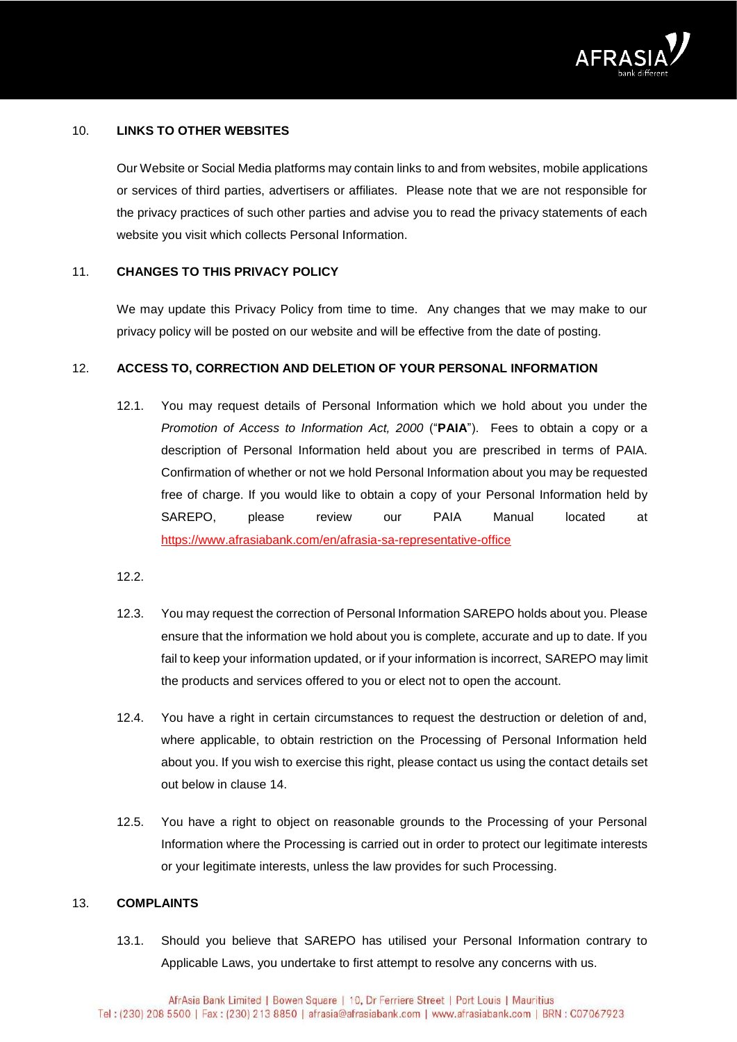## 10. LINKS TO OTHER WEBSITES

Our Website or Social Media platforms may contain links to and from websites, mobile applications or services of third parties, advertisers or affiliates. Please note that we are not responsible for the privacy practices of such other parties and advise you to read the privacy statements of each website you visit which collects Personal Information.

## 11. CHANGES TO THIS PRIVACY POLICY

We may update this Privacy Policy from time to time. Any changes that we may make to our privacy policy will be posted on our website and will be effective from the date of posting.

## 12. ACCESS TO, CORRECTION AND DELETION OF YOUR PERSONAL INFORMATION

12.1. You may request details of Personal Information which we hold about you under the *Promotion of Access to Information Act, 2000* ("**PAIA**"). Fees to obtain a copy or a description of Personal Information held about you are prescribed in terms of PAIA. Confirmation of whether or not we hold Personal Information about you may be requested free of charge. If you would like to obtain a copy of your Personal Information held by SAREPO, please review our PAIA Manual located at https://www.afrasiabank.com/en/afrasia-sa-representative-office

12.2.

12.3. You may request the correction of Personal Information SAREPO holds about you. Please ensure that the information we hold about you is complete, accurate and up to date. If you fail to keep your information updated, or if your information is incorrect, SAREPO may limit the products and services offered to you or elect not to open the account.

12.4. You have a right in certain circumstances to request the destruction or deletion of and, where applicable, to obtain restriction on the Processing of Personal Information held about you. If you wish to exercise this right, please contact us using the contact details set out below in clause 14.

12.5. You have a right to object on reasonable grounds to the Processing of your Personal Information where the Processing is carried out in order to protect our legitimate interests or your legitimate interests, unless the law provides for such Processing.

## 13. COMPLAINTS

13.1. Should you believe that SAREPO has utilised your Personal Information contrary to Applicable Laws, you undertake to first attempt to resolve any concerns with us.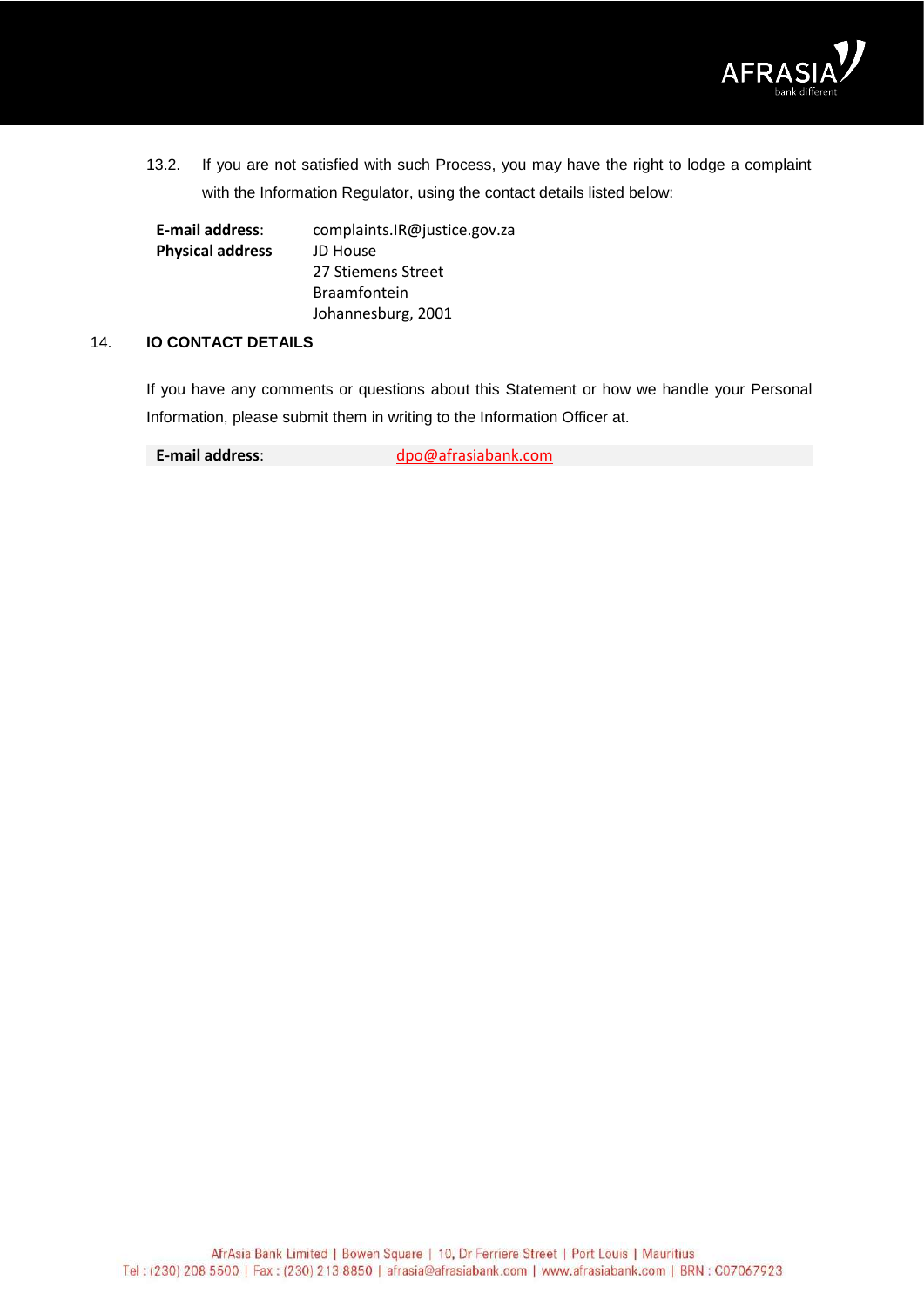13.2. If you are not satisfied with such Process, you may have the right to lodge a complaint with the Information Regulator, using the contact details listed below:

| | |
|---|---|
| **E-mail address**: | complaints.IR@justice.gov.za |
| **Physical address** | JD House<br>27 Stiemens Street<br>Braamfontein<br>Johannesburg, 2001 |

## 14. IO CONTACT DETAILS

If you have any comments or questions about this Statement or how we handle your Personal Information, please submit them in writing to the Information Officer at.

| | |
|---|---|
| **E-mail address**: | dpo@afrasiabank.com |

AfrAsia Bank Limited | Bowen Square | 10, Dr Ferriere Street | Port Louis | Mauritius
Tel : (230) 208 5500 | Fax : (230) 213 8850 | afrasia@afrasiabank.com | www.afrasiabank.com | BRN : C07067923